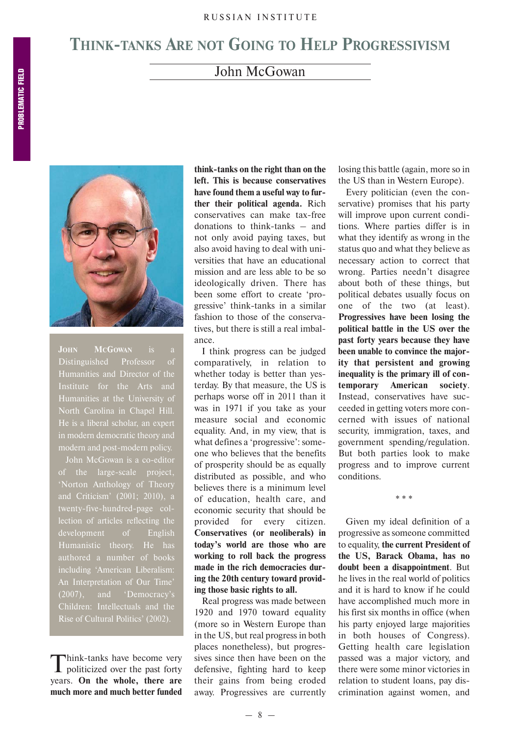# Think-tanks Are not Going to Help Progressivism

## John McGowan

**John McGowan** is a Distinguished Professor of Humanities and Director of the Institute for the Arts and Humanities at the University of North Carolina in Chapel Hill. He is a liberal scholar, an expert in modern democratic theory and modern and post-modern policy.

John McGowan is a co-editor of the large-scale project, 'Norton Anthology of Theory and Criticism' (2001; 2010), a twenty-five-hundred-page collection of articles reflecting the development of English Humanistic theory. He has authored a number of books including 'American Liberalism: An Interpretation of Our Time' (2007), and 'Democracy's Children: Intellectuals and the Rise of Cultural Politics' (2002).

Think-tanks have become very politicized over the past forty years. **On the whole, there are much more and much better funded think-tanks on the right than on the left. This is because conservatives have found them a useful way to further their political agenda.** Rich conservatives can make tax-free donations to think-tanks – and not only avoid paying taxes, but also avoid having to deal with universities that have an educational mission and are less able to be so ideologically driven. There has been some effort to create 'progressive' think-tanks in a similar fashion to those of the conservatives, but there is still a real imbalance.

I think progress can be judged comparatively, in relation to whether today is better than yesterday. By that measure, the US is perhaps worse off in 2011 than it was in 1971 if you take as your measure social and economic equality. And, in my view, that is what defines a 'progressive': someone who believes that the benefits of prosperity should be as equally distributed as possible, and who believes there is a minimum level of education, health care, and economic security that should be provided for every citizen. **Conservatives (or neoliberals) in today's world are those who are working to roll back the progress made in the rich democracies during the 20th century toward providing those basic rights to all.**

Real progress was made between 1920 and 1970 toward equality (more so in Western Europe than in the US, but real progress in both places nonetheless), but progressives since then have been on the defensive, fighting hard to keep their gains from being eroded away. Progressives are currently losing this battle (again, more so in the US than in Western Europe).

Every politician (even the conservative) promises that his party will improve upon current conditions. Where parties differ is in what they identify as wrong in the status quo and what they believe as necessary action to correct that wrong. Parties needn't disagree about both of these things, but political debates usually focus on one of the two (at least). **Progressives have been losing the political battle in the US over the past forty years because they have been unable to convince the majority that persistent and growing inequality is the primary ill of contemporary American society.** Instead, conservatives have succeeded in getting voters more concerned with issues of national security, immigration, taxes, and government spending/regulation. But both parties look to make progress and to improve current conditions.

\* \* \*

Given my ideal definition of a progressive as someone committed to equality, **the current President of the US, Barack Obama, has no doubt been a disappointment**. But he lives in the real world of politics and it is hard to know if he could have accomplished much more in his first six months in office (when his party enjoyed large majorities in both houses of Congress). Getting health care legislation passed was a major victory, and there were some minor victories in relation to student loans, pay discrimination against women, and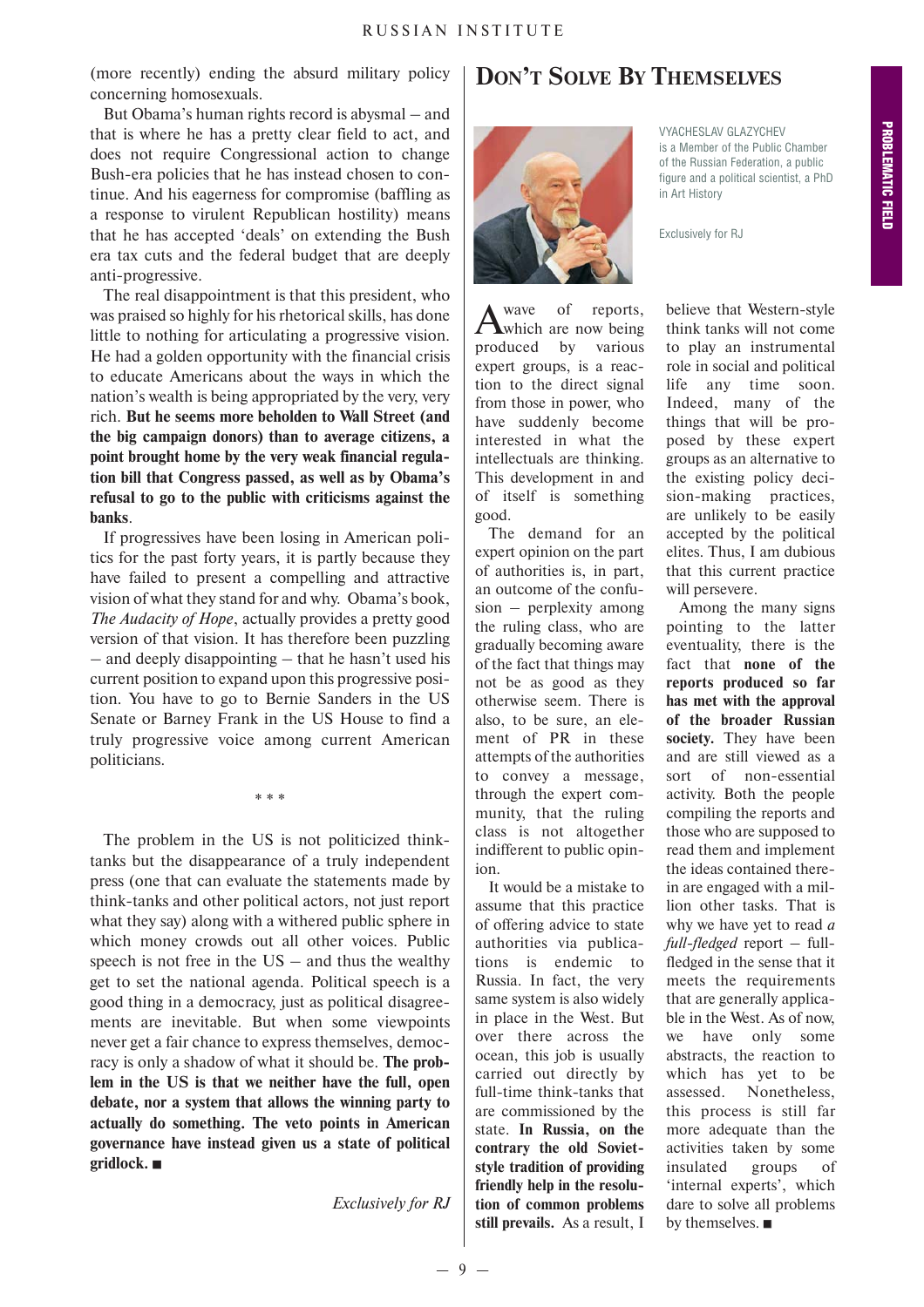(more recently) ending the absurd military policy concerning homosexuals.

But Obama's human rights record is abysmal – and that is where he has a pretty clear field to act, and does not require Congressional action to change Bush-era policies that he has instead chosen to continue. And his eagerness for compromise (baffling as a response to virulent Republican hostility) means that he has accepted 'deals' on extending the Bush era tax cuts and the federal budget that are deeply anti-progressive.

The real disappointment is that this president, who was praised so highly for his rhetorical skills, has done little to nothing for articulating a progressive vision. He had a golden opportunity with the financial crisis to educate Americans about the ways in which the nation's wealth is being appropriated by the very, very rich. **But he seems more beholden to Wall Street (and the big campaign donors) than to average citizens, a point brought home by the very weak financial regulation bill that Congress passed, as well as by Obama's refusal to go to the public with criticisms against the banks**.

If progressives have been losing in American politics for the past forty years, it is partly because they have failed to present a compelling and attractive vision of what they stand for and why. Obama's book, *The Audacity of Hope*, actually provides a pretty good version of that vision. It has therefore been puzzling – and deeply disappointing – that he hasn't used his current position to expand upon this progressive position. You have to go to Bernie Sanders in the US Senate or Barney Frank in the US House to find a truly progressive voice among current American politicians.

\* \* \*

The problem in the US is not politicized think-tanks but the disappearance of a truly independent press (one that can evaluate the statements made by think-tanks and other political actors, not just report what they say) along with a withered public sphere in which money crowds out all other voices. Public speech is not free in the US – and thus the wealthy get to set the national agenda. Political speech is a good thing in a democracy, just as political disagreements are inevitable. But when some viewpoints never get a fair chance to express themselves, democracy is only a shadow of what it should be. **The problem in the US is that we neither have the full, open debate, nor a system that allows the winning party to actually do something. The veto points in American governance have instead given us a state of political gridlock.** ■

*Exclusively for RJ*

# Don't Solve By Themselves

VYACHESLAV GLAZYCHEV is a Member of the Public Chamber of the Russian Federation, a public figure and a political scientist, a PhD in Art History

Exclusively for RJ

A wave of reports, which are now being produced by various expert groups, is a reaction to the direct signal from those in power, who have suddenly become interested in what the intellectuals are thinking. This development in and of itself is something good.

The demand for an expert opinion on the part of authorities is, in part, an outcome of the confusion – perplexity among the ruling class, who are gradually becoming aware of the fact that things may not be as good as they otherwise seem. There is also, to be sure, an element of PR in these attempts of the authorities to convey a message, through the expert community, that the ruling class is not altogether indifferent to public opinion.

It would be a mistake to assume that this practice of offering advice to state authorities via publications is endemic to Russia. In fact, the very same system is also widely in place in the West. But over there across the ocean, this job is usually carried out directly by full-time think-tanks that are commissioned by the state. **In Russia, on the contrary the old Soviet-style tradition of providing friendly help in the resolution of common problems still prevails.** As a result, I believe that Western-style think tanks will not come to play an instrumental role in social and political life any time soon. Indeed, many of the things that will be proposed by these expert groups as an alternative to the existing policy decision-making practices, are unlikely to be easily accepted by the political elites. Thus, I am dubious that this current practice will persevere.

Among the many signs pointing to the latter eventuality, there is the fact that **none of the reports produced so far has met with the approval of the broader Russian society.** They have been and are still viewed as a sort of non-essential activity. Both the people compiling the reports and those who are supposed to read them and implement the ideas contained therein are engaged with a million other tasks. That is why we have yet to read *a full-fledged* report – full-fledged in the sense that it meets the requirements that are generally applicable in the West. As of now, we have only some abstracts, the reaction to which has yet to be assessed. Nonetheless, this process is still far more adequate than the activities taken by some insulated groups of 'internal experts', which dare to solve all problems by themselves. ■